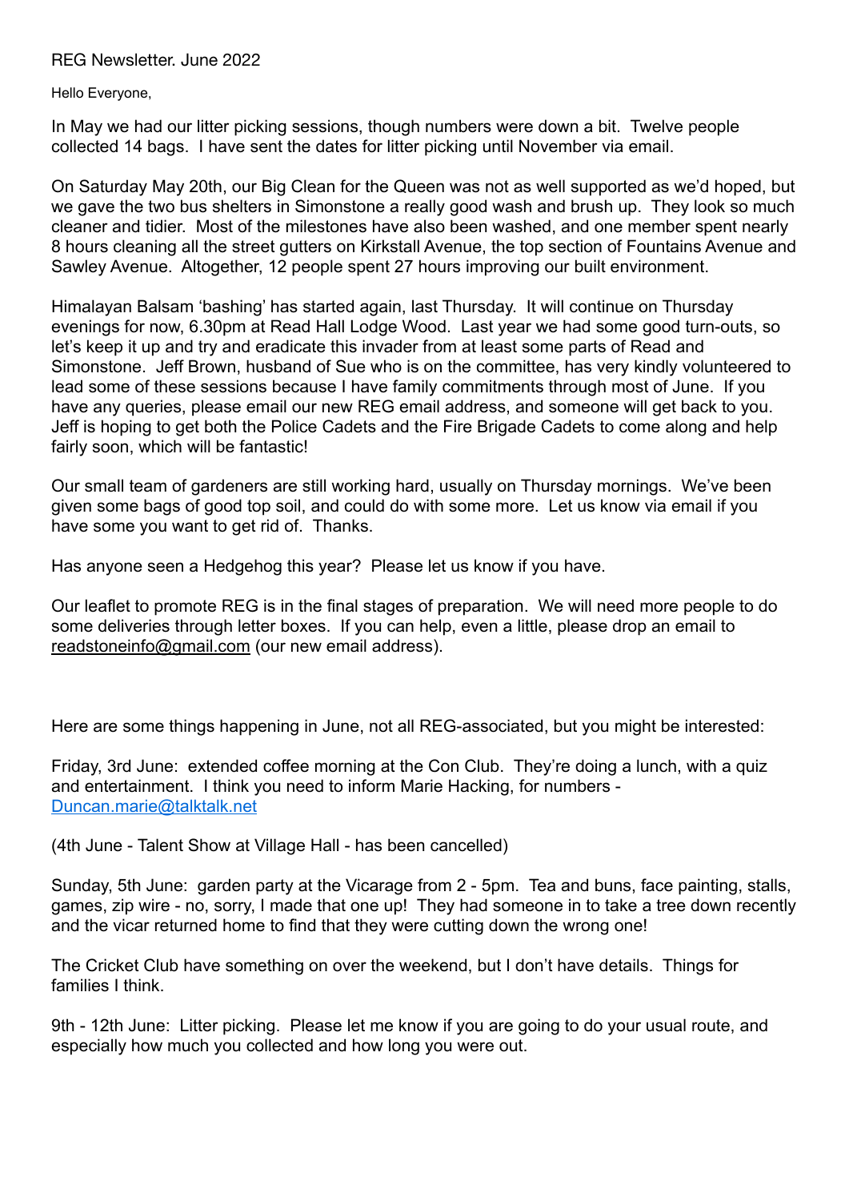REG Newsletter. June 2022

Hello Everyone,

In May we had our litter picking sessions, though numbers were down a bit. Twelve people collected 14 bags. I have sent the dates for litter picking until November via email.

On Saturday May 20th, our Big Clean for the Queen was not as well supported as we'd hoped, but we gave the two bus shelters in Simonstone a really good wash and brush up. They look so much cleaner and tidier. Most of the milestones have also been washed, and one member spent nearly 8 hours cleaning all the street gutters on Kirkstall Avenue, the top section of Fountains Avenue and Sawley Avenue. Altogether, 12 people spent 27 hours improving our built environment.

Himalayan Balsam 'bashing' has started again, last Thursday. It will continue on Thursday evenings for now, 6.30pm at Read Hall Lodge Wood. Last year we had some good turn-outs, so let's keep it up and try and eradicate this invader from at least some parts of Read and Simonstone. Jeff Brown, husband of Sue who is on the committee, has very kindly volunteered to lead some of these sessions because I have family commitments through most of June. If you have any queries, please email our new REG email address, and someone will get back to you. Jeff is hoping to get both the Police Cadets and the Fire Brigade Cadets to come along and help fairly soon, which will be fantastic!

Our small team of gardeners are still working hard, usually on Thursday mornings. We've been given some bags of good top soil, and could do with some more. Let us know via email if you have some you want to get rid of. Thanks.

Has anyone seen a Hedgehog this year? Please let us know if you have.

Our leaflet to promote REG is in the final stages of preparation. We will need more people to do some deliveries through letter boxes. If you can help, even a little, please drop an email to readstoneinfo@gmail.com (our new email address).

Here are some things happening in June, not all REG-associated, but you might be interested:

Friday, 3rd June: extended coffee morning at the Con Club. They're doing a lunch, with a quiz and entertainment. I think you need to inform Marie Hacking, for numbers - Duncan.marie@talktalk.net

(4th June - Talent Show at Village Hall - has been cancelled)

Sunday, 5th June: garden party at the Vicarage from 2 - 5pm. Tea and buns, face painting, stalls, games, zip wire - no, sorry, I made that one up! They had someone in to take a tree down recently and the vicar returned home to find that they were cutting down the wrong one!

The Cricket Club have something on over the weekend, but I don't have details. Things for families I think.

9th - 12th June: Litter picking. Please let me know if you are going to do your usual route, and especially how much you collected and how long you were out.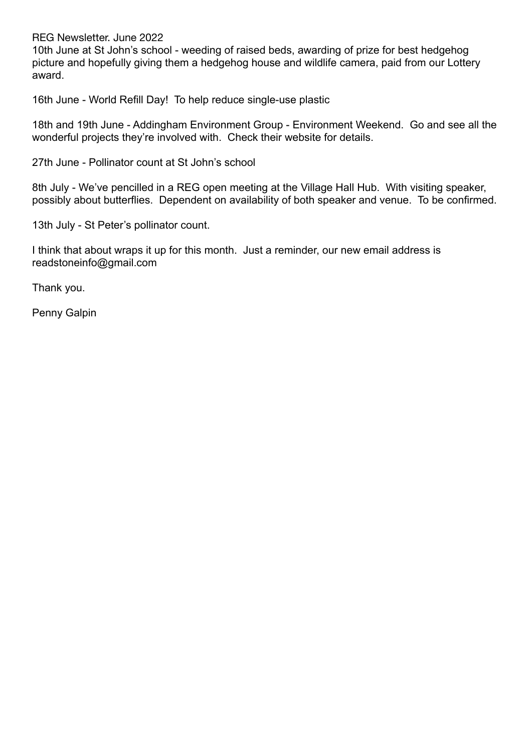REG Newsletter. June 2022

10th June at St John's school - weeding of raised beds, awarding of prize for best hedgehog picture and hopefully giving them a hedgehog house and wildlife camera, paid from our Lottery award.

16th June - World Refill Day! To help reduce single-use plastic

18th and 19th June - Addingham Environment Group - Environment Weekend. Go and see all the wonderful projects they're involved with. Check their website for details.

27th June - Pollinator count at St John's school

8th July - We've pencilled in a REG open meeting at the Village Hall Hub. With visiting speaker, possibly about butterflies. Dependent on availability of both speaker and venue. To be confirmed.

13th July - St Peter's pollinator count.

I think that about wraps it up for this month. Just a reminder, our new email address is readstoneinfo@gmail.com

Thank you.

Penny Galpin